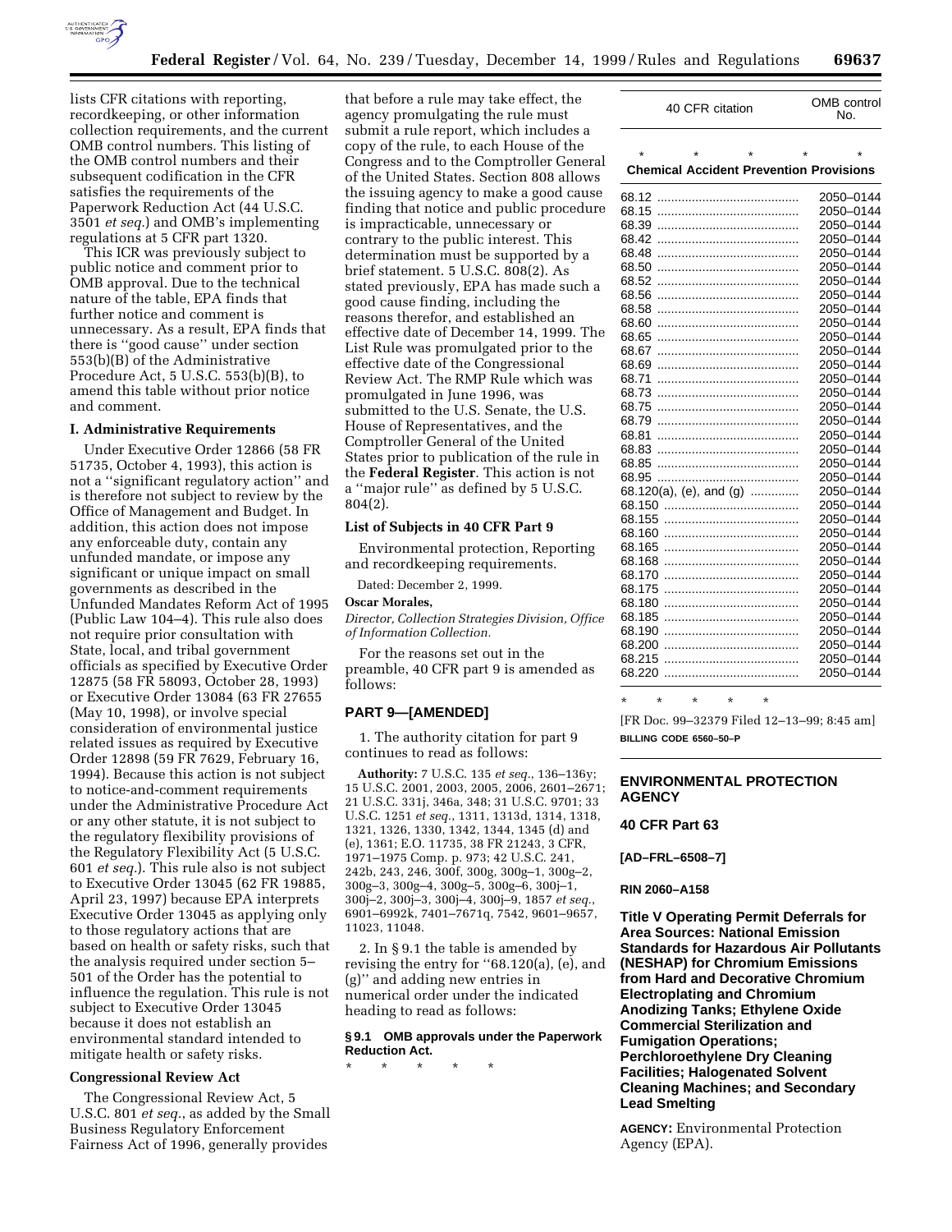lists CFR citations with reporting, recordkeeping, or other information collection requirements, and the current OMB control numbers. This listing of the OMB control numbers and their subsequent codification in the CFR satisfies the requirements of the Paperwork Reduction Act (44 U.S.C. 3501 *et seq.*) and OMB's implementing regulations at 5 CFR part 1320.

This ICR was previously subject to public notice and comment prior to OMB approval. Due to the technical nature of the table, EPA finds that further notice and comment is unnecessary. As a result, EPA finds that there is ''good cause'' under section 553(b)(B) of the Administrative Procedure Act, 5 U.S.C. 553(b)(B), to amend this table without prior notice and comment.

**I. Administrative Requirements**

Under Executive Order 12866 (58 FR 51735, October 4, 1993), this action is not a ''significant regulatory action'' and is therefore not subject to review by the Office of Management and Budget. In addition, this action does not impose any enforceable duty, contain any unfunded mandate, or impose any significant or unique impact on small governments as described in the Unfunded Mandates Reform Act of 1995 (Public Law 104–4). This rule also does not require prior consultation with State, local, and tribal government officials as specified by Executive Order 12875 (58 FR 58093, October 28, 1993) or Executive Order 13084 (63 FR 27655 (May 10, 1998), or involve special consideration of environmental justice related issues as required by Executive Order 12898 (59 FR 7629, February 16, 1994). Because this action is not subject to notice-and-comment requirements under the Administrative Procedure Act or any other statute, it is not subject to the regulatory flexibility provisions of the Regulatory Flexibility Act (5 U.S.C. 601 *et seq.*). This rule also is not subject to Executive Order 13045 (62 FR 19885, April 23, 1997) because EPA interprets Executive Order 13045 as applying only to those regulatory actions that are based on health or safety risks, such that the analysis required under section 5–501 of the Order has the potential to influence the regulation. This rule is not subject to Executive Order 13045 because it does not establish an environmental standard intended to mitigate health or safety risks.

**Congressional Review Act**

The Congressional Review Act, 5 U.S.C. 801 *et seq.*, as added by the Small Business Regulatory Enforcement Fairness Act of 1996, generally provides that before a rule may take effect, the agency promulgating the rule must submit a rule report, which includes a copy of the rule, to each House of the Congress and to the Comptroller General of the United States. Section 808 allows the issuing agency to make a good cause finding that notice and public procedure is impracticable, unnecessary or contrary to the public interest. This determination must be supported by a brief statement. 5 U.S.C. 808(2). As stated previously, EPA has made such a good cause finding, including the reasons therefor, and established an effective date of December 14, 1999. The List Rule was promulgated prior to the effective date of the Congressional Review Act. The RMP Rule which was promulgated in June 1996, was submitted to the U.S. Senate, the U.S. House of Representatives, and the Comptroller General of the United States prior to publication of the rule in the **Federal Register**. This action is not a ''major rule'' as defined by 5 U.S.C. 804(2).

**List of Subjects in 40 CFR Part 9**

Environmental protection, Reporting and recordkeeping requirements.

Dated: December 2, 1999.

**Oscar Morales,**

*Director, Collection Strategies Division, Office of Information Collection.*

For the reasons set out in the preamble, 40 CFR part 9 is amended as follows:

**PART 9—[AMENDED]**

1. The authority citation for part 9 continues to read as follows:

**Authority:** 7 U.S.C. 135 *et seq.*, 136–136y; 15 U.S.C. 2001, 2003, 2005, 2006, 2601–2671; 21 U.S.C. 331j, 346a, 348; 31 U.S.C. 9701; 33 U.S.C. 1251 *et seq.*, 1311, 1313d, 1314, 1318, 1321, 1326, 1330, 1342, 1344, 1345 (d) and (e), 1361; E.O. 11735, 38 FR 21243, 3 CFR, 1971–1975 Comp. p. 973; 42 U.S.C. 241, 242b, 243, 246, 300f, 300g, 300g–1, 300g–2, 300g–3, 300g–4, 300g–5, 300g–6, 300j–1, 300j–2, 300j–3, 300j–4, 300j–9, 1857 *et seq.*, 6901–6992k, 7401–7671q, 7542, 9601–9657, 11023, 11048.

2. In § 9.1 the table is amended by revising the entry for ''68.120(a), (e), and (g)'' and adding new entries in numerical order under the indicated heading to read as follows:

**§ 9.1 OMB approvals under the Paperwork Reduction Act.**

\* \* \* \* \*

| 40 CFR citation | OMB control No. |
|---|---|
| \* \* \* \* \* | |
| **Chemical Accident Prevention Provisions** | |
| 68.12 | 2050–0144 |
| 68.15 | 2050–0144 |
| 68.39 | 2050–0144 |
| 68.42 | 2050–0144 |
| 68.48 | 2050–0144 |
| 68.50 | 2050–0144 |
| 68.52 | 2050–0144 |
| 68.56 | 2050–0144 |
| 68.58 | 2050–0144 |
| 68.60 | 2050–0144 |
| 68.65 | 2050–0144 |
| 68.67 | 2050–0144 |
| 68.69 | 2050–0144 |
| 68.71 | 2050–0144 |
| 68.73 | 2050–0144 |
| 68.75 | 2050–0144 |
| 68.79 | 2050–0144 |
| 68.81 | 2050–0144 |
| 68.83 | 2050–0144 |
| 68.85 | 2050–0144 |
| 68.95 | 2050–0144 |
| 68.120(a), (e), and (g) | 2050–0144 |
| 68.150 | 2050–0144 |
| 68.155 | 2050–0144 |
| 68.160 | 2050–0144 |
| 68.165 | 2050–0144 |
| 68.168 | 2050–0144 |
| 68.170 | 2050–0144 |
| 68.175 | 2050–0144 |
| 68.180 | 2050–0144 |
| 68.185 | 2050–0144 |
| 68.190 | 2050–0144 |
| 68.200 | 2050–0144 |
| 68.215 | 2050–0144 |
| 68.220 | 2050–0144 |

\* \* \* \* \*

[FR Doc. 99–32379 Filed 12–13–99; 8:45 am]

**BILLING CODE 6560–50–P**

## ENVIRONMENTAL PROTECTION AGENCY

### 40 CFR Part 63

**[AD–FRL–6508–7]**

**RIN 2060–A158**

### Title V Operating Permit Deferrals for Area Sources: National Emission Standards for Hazardous Air Pollutants (NESHAP) for Chromium Emissions from Hard and Decorative Chromium Electroplating and Chromium Anodizing Tanks; Ethylene Oxide Commercial Sterilization and Fumigation Operations; Perchloroethylene Dry Cleaning Facilities; Halogenated Solvent Cleaning Machines; and Secondary Lead Smelting

**AGENCY:** Environmental Protection Agency (EPA).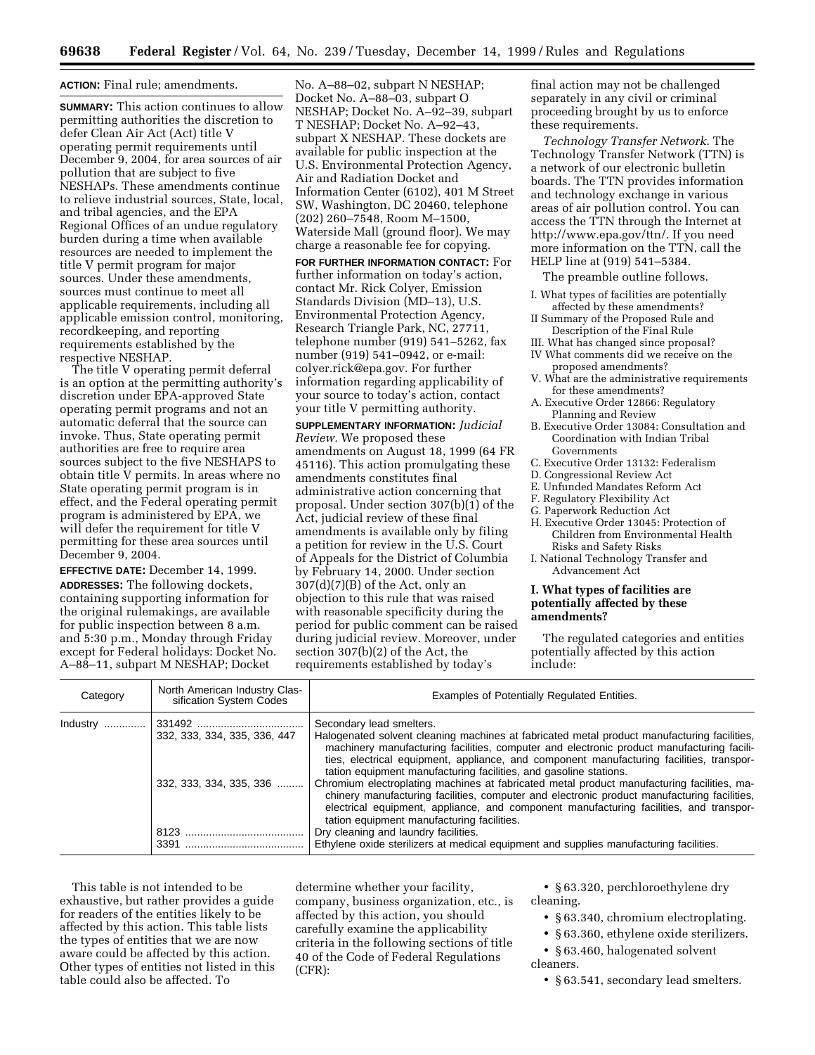**ACTION:** Final rule; amendments.

**SUMMARY:** This action continues to allow permitting authorities the discretion to defer Clean Air Act (Act) title V operating permit requirements until December 9, 2004, for area sources of air pollution that are subject to five NESHAPs. These amendments continue to relieve industrial sources, State, local, and tribal agencies, and the EPA Regional Offices of an undue regulatory burden during a time when available resources are needed to implement the title V permit program for major sources. Under these amendments, sources must continue to meet all applicable requirements, including all applicable emission control, monitoring, recordkeeping, and reporting requirements established by the respective NESHAP.

The title V operating permit deferral is an option at the permitting authority's discretion under EPA-approved State operating permit programs and not an automatic deferral that the source can invoke. Thus, State operating permit authorities are free to require area sources subject to the five NESHAPS to obtain title V permits. In areas where no State operating permit program is in effect, and the Federal operating permit program is administered by EPA, we will defer the requirement for title V permitting for these area sources until December 9, 2004.

**EFFECTIVE DATE:** December 14, 1999.

**ADDRESSES:** The following dockets, containing supporting information for the original rulemakings, are available for public inspection between 8 a.m. and 5:30 p.m., Monday through Friday except for Federal holidays: Docket No. A–88–11, subpart M NESHAP; Docket No. A–88–02, subpart N NESHAP; Docket No. A–88–03, subpart O NESHAP; Docket No. A–92–39, subpart T NESHAP; Docket No. A–92–43, subpart X NESHAP. These dockets are available for public inspection at the U.S. Environmental Protection Agency, Air and Radiation Docket and Information Center (6102), 401 M Street SW, Washington, DC 20460, telephone (202) 260–7548, Room M–1500, Waterside Mall (ground floor). We may charge a reasonable fee for copying.

**FOR FURTHER INFORMATION CONTACT:** For further information on today's action, contact Mr. Rick Colyer, Emission Standards Division (MD–13), U.S. Environmental Protection Agency, Research Triangle Park, NC, 27711, telephone number (919) 541–5262, fax number (919) 541–0942, or e-mail: colyer.rick@epa.gov. For further information regarding applicability of your source to today's action, contact your title V permitting authority.

**SUPPLEMENTARY INFORMATION:** *Judicial Review.* We proposed these amendments on August 18, 1999 (64 FR 45116). This action promulgating these amendments constitutes final administrative action concerning that proposal. Under section 307(b)(1) of the Act, judicial review of these final amendments is available only by filing a petition for review in the U.S. Court of Appeals for the District of Columbia by February 14, 2000. Under section 307(d)(7)(B) of the Act, only an objection to this rule that was raised with reasonable specificity during the period for public comment can be raised during judicial review. Moreover, under section 307(b)(2) of the Act, the requirements established by today's final action may not be challenged separately in any civil or criminal proceeding brought by us to enforce these requirements.

*Technology Transfer Network.* The Technology Transfer Network (TTN) is a network of our electronic bulletin boards. The TTN provides information and technology exchange in various areas of air pollution control. You can access the TTN through the Internet at http://www.epa.gov/ttn/. If you need more information on the TTN, call the HELP line at (919) 541–5384.

The preamble outline follows.

- I. What types of facilities are potentially affected by these amendments?
- II Summary of the Proposed Rule and Description of the Final Rule
- III. What has changed since proposal?
- IV What comments did we receive on the proposed amendments?
- V. What are the administrative requirements for these amendments?
  - A. Executive Order 12866: Regulatory Planning and Review
  - B. Executive Order 13084: Consultation and Coordination with Indian Tribal Governments
  - C. Executive Order 13132: Federalism
  - D. Congressional Review Act
  - E. Unfunded Mandates Reform Act
  - F. Regulatory Flexibility Act
  - G. Paperwork Reduction Act
  - H. Executive Order 13045: Protection of Children from Environmental Health Risks and Safety Risks
  - I. National Technology Transfer and Advancement Act

## I. What types of facilities are potentially affected by these amendments?

The regulated categories and entities potentially affected by this action include:

| Category | North American Industry Classification System Codes | Examples of Potentially Regulated Entities. |
|---|---|---|
| Industry | 331492 | Secondary lead smelters. |
| | 332, 333, 334, 335, 336, 447 | Halogenated solvent cleaning machines at fabricated metal product manufacturing facilities, machinery manufacturing facilities, computer and electronic product manufacturing facilities, electrical equipment, appliance, and component manufacturing facilities, transportation equipment manufacturing facilities, and gasoline stations. |
| | 332, 333, 334, 335, 336 | Chromium electroplating machines at fabricated metal product manufacturing facilities, machinery manufacturing facilities, computer and electronic product manufacturing facilities, electrical equipment, appliance, and component manufacturing facilities, and transportation equipment manufacturing facilities. |
| | 8123 | Dry cleaning and laundry facilities. |
| | 3391 | Ethylene oxide sterilizers at medical equipment and supplies manufacturing facilities. |

This table is not intended to be exhaustive, but rather provides a guide for readers of the entities likely to be affected by this action. This table lists the types of entities that we are now aware could be affected by this action. Other types of entities not listed in this table could also be affected. To determine whether your facility, company, business organization, etc., is affected by this action, you should carefully examine the applicability criteria in the following sections of title 40 of the Code of Federal Regulations (CFR):

- § 63.320, perchloroethylene dry cleaning.
- § 63.340, chromium electroplating.
- § 63.360, ethylene oxide sterilizers.
- § 63.460, halogenated solvent cleaners.
- § 63.541, secondary lead smelters.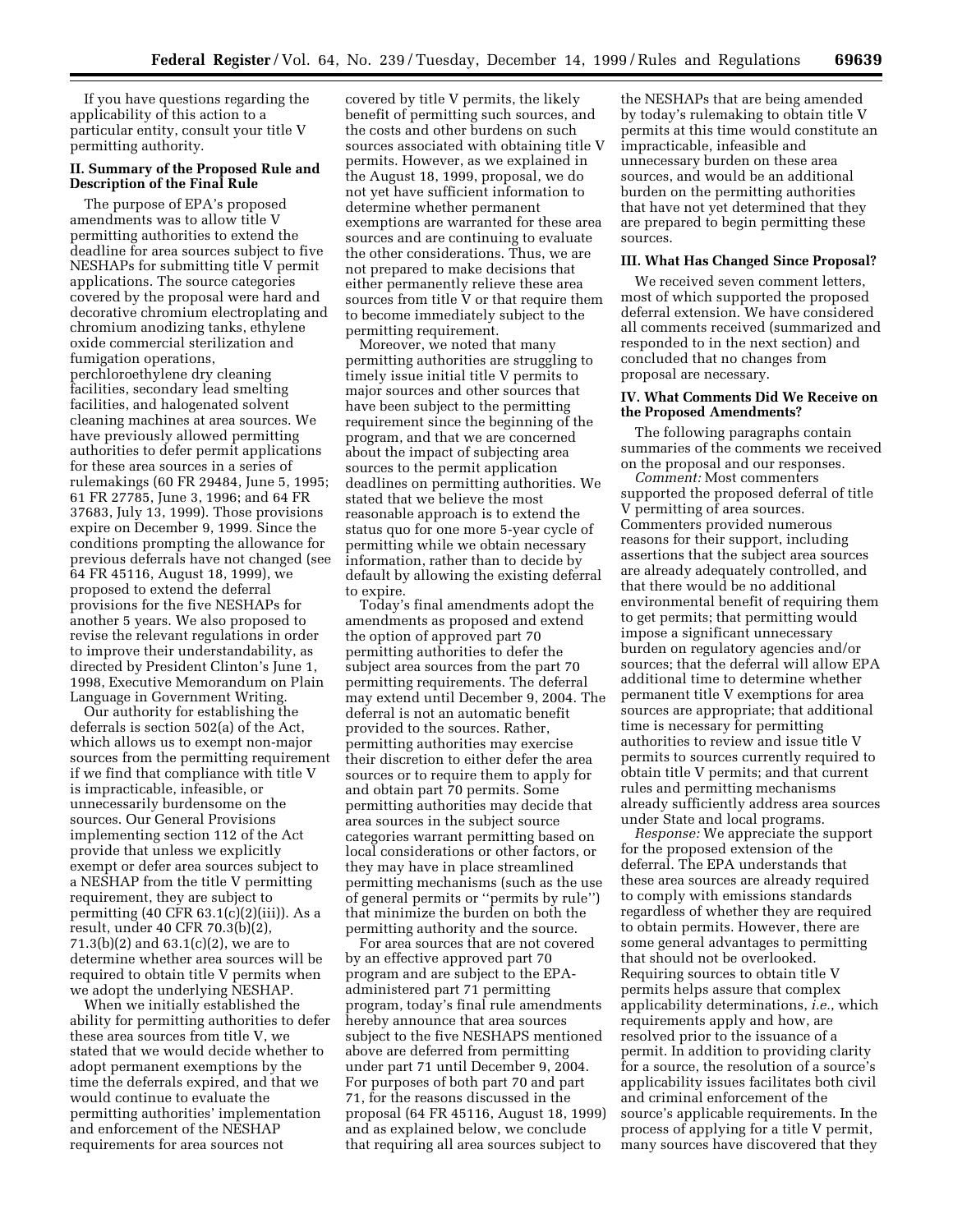If you have questions regarding the applicability of this action to a particular entity, consult your title V permitting authority.

## II. Summary of the Proposed Rule and Description of the Final Rule

The purpose of EPA's proposed amendments was to allow title V permitting authorities to extend the deadline for area sources subject to five NESHAPs for submitting title V permit applications. The source categories covered by the proposal were hard and decorative chromium electroplating and chromium anodizing tanks, ethylene oxide commercial sterilization and fumigation operations, perchloroethylene dry cleaning facilities, secondary lead smelting facilities, and halogenated solvent cleaning machines at area sources. We have previously allowed permitting authorities to defer permit applications for these area sources in a series of rulemakings (60 FR 29484, June 5, 1995; 61 FR 27785, June 3, 1996; and 64 FR 37683, July 13, 1999). Those provisions expire on December 9, 1999. Since the conditions prompting the allowance for previous deferrals have not changed (see 64 FR 45116, August 18, 1999), we proposed to extend the deferral provisions for the five NESHAPs for another 5 years. We also proposed to revise the relevant regulations in order to improve their understandability, as directed by President Clinton's June 1, 1998, Executive Memorandum on Plain Language in Government Writing.

Our authority for establishing the deferrals is section 502(a) of the Act, which allows us to exempt non-major sources from the permitting requirement if we find that compliance with title V is impracticable, infeasible, or unnecessarily burdensome on the sources. Our General Provisions implementing section 112 of the Act provide that unless we explicitly exempt or defer area sources subject to a NESHAP from the title V permitting requirement, they are subject to permitting (40 CFR 63.1(c)(2)(iii)). As a result, under 40 CFR 70.3(b)(2), 71.3(b)(2) and 63.1(c)(2), we are to determine whether area sources will be required to obtain title V permits when we adopt the underlying NESHAP.

When we initially established the ability for permitting authorities to defer these area sources from title V, we stated that we would decide whether to adopt permanent exemptions by the time the deferrals expired, and that we would continue to evaluate the permitting authorities' implementation and enforcement of the NESHAP requirements for area sources not covered by title V permits, the likely benefit of permitting such sources, and the costs and other burdens on such sources associated with obtaining title V permits. However, as we explained in the August 18, 1999, proposal, we do not yet have sufficient information to determine whether permanent exemptions are warranted for these area sources and are continuing to evaluate the other considerations. Thus, we are not prepared to make decisions that either permanently relieve these area sources from title V or that require them to become immediately subject to the permitting requirement.

Moreover, we noted that many permitting authorities are struggling to timely issue initial title V permits to major sources and other sources that have been subject to the permitting requirement since the beginning of the program, and that we are concerned about the impact of subjecting area sources to the permit application deadlines on permitting authorities. We stated that we believe the most reasonable approach is to extend the status quo for one more 5-year cycle of permitting while we obtain necessary information, rather than to decide by default by allowing the existing deferral to expire.

Today's final amendments adopt the amendments as proposed and extend the option of approved part 70 permitting authorities to defer the subject area sources from the part 70 permitting requirements. The deferral may extend until December 9, 2004. The deferral is not an automatic benefit provided to the sources. Rather, permitting authorities may exercise their discretion to either defer the area sources or to require them to apply for and obtain part 70 permits. Some permitting authorities may decide that area sources in the subject source categories warrant permitting based on local considerations or other factors, or they may have in place streamlined permitting mechanisms (such as the use of general permits or "permits by rule") that minimize the burden on both the permitting authority and the source.

For area sources that are not covered by an effective approved part 70 program and are subject to the EPA-administered part 71 permitting program, today's final rule amendments hereby announce that area sources subject to the five NESHAPS mentioned above are deferred from permitting under part 71 until December 9, 2004. For purposes of both part 70 and part 71, for the reasons discussed in the proposal (64 FR 45116, August 18, 1999) and as explained below, we conclude that requiring all area sources subject to the NESHAPs that are being amended by today's rulemaking to obtain title V permits at this time would constitute an impracticable, infeasible and unnecessary burden on these area sources, and would be an additional burden on the permitting authorities that have not yet determined that they are prepared to begin permitting these sources.

## III. What Has Changed Since Proposal?

We received seven comment letters, most of which supported the proposed deferral extension. We have considered all comments received (summarized and responded to in the next section) and concluded that no changes from proposal are necessary.

## IV. What Comments Did We Receive on the Proposed Amendments?

The following paragraphs contain summaries of the comments we received on the proposal and our responses.

*Comment:* Most commenters supported the proposed deferral of title V permitting of area sources. Commenters provided numerous reasons for their support, including assertions that the subject area sources are already adequately controlled, and that there would be no additional environmental benefit of requiring them to get permits; that permitting would impose a significant unnecessary burden on regulatory agencies and/or sources; that the deferral will allow EPA additional time to determine whether permanent title V exemptions for area sources are appropriate; that additional time is necessary for permitting authorities to review and issue title V permits to sources currently required to obtain title V permits; and that current rules and permitting mechanisms already sufficiently address area sources under State and local programs.

*Response:* We appreciate the support for the proposed extension of the deferral. The EPA understands that these area sources are already required to comply with emissions standards regardless of whether they are required to obtain permits. However, there are some general advantages to permitting that should not be overlooked. Requiring sources to obtain title V permits helps assure that complex applicability determinations, *i.e.*, which requirements apply and how, are resolved prior to the issuance of a permit. In addition to providing clarity for a source, the resolution of a source's applicability issues facilitates both civil and criminal enforcement of the source's applicable requirements. In the process of applying for a title V permit, many sources have discovered that they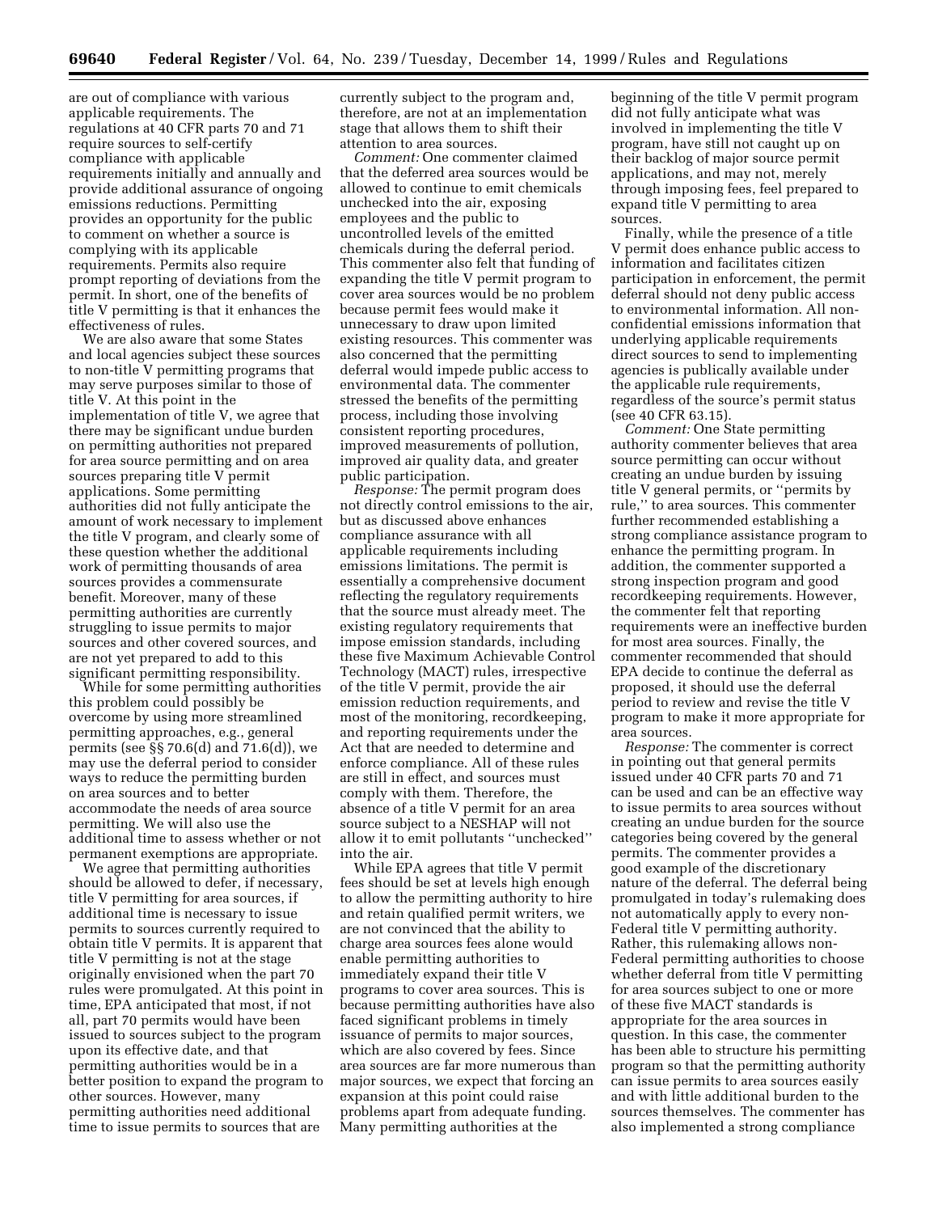are out of compliance with various applicable requirements. The regulations at 40 CFR parts 70 and 71 require sources to self-certify compliance with applicable requirements initially and annually and provide additional assurance of ongoing emissions reductions. Permitting provides an opportunity for the public to comment on whether a source is complying with its applicable requirements. Permits also require prompt reporting of deviations from the permit. In short, one of the benefits of title V permitting is that it enhances the effectiveness of rules.

We are also aware that some States and local agencies subject these sources to non-title V permitting programs that may serve purposes similar to those of title V. At this point in the implementation of title V, we agree that there may be significant undue burden on permitting authorities not prepared for area source permitting and on area sources preparing title V permit applications. Some permitting authorities did not fully anticipate the amount of work necessary to implement the title V program, and clearly some of these question whether the additional work of permitting thousands of area sources provides a commensurate benefit. Moreover, many of these permitting authorities are currently struggling to issue permits to major sources and other covered sources, and are not yet prepared to add to this significant permitting responsibility.

While for some permitting authorities this problem could possibly be overcome by using more streamlined permitting approaches, e.g., general permits (see §§ 70.6(d) and 71.6(d)), we may use the deferral period to consider ways to reduce the permitting burden on area sources and to better accommodate the needs of area source permitting. We will also use the additional time to assess whether or not permanent exemptions are appropriate.

We agree that permitting authorities should be allowed to defer, if necessary, title V permitting for area sources, if additional time is necessary to issue permits to sources currently required to obtain title V permits. It is apparent that title V permitting is not at the stage originally envisioned when the part 70 rules were promulgated. At this point in time, EPA anticipated that most, if not all, part 70 permits would have been issued to sources subject to the program upon its effective date, and that permitting authorities would be in a better position to expand the program to other sources. However, many permitting authorities need additional time to issue permits to sources that are currently subject to the program and, therefore, are not at an implementation stage that allows them to shift their attention to area sources.

*Comment:* One commenter claimed that the deferred area sources would be allowed to continue to emit chemicals unchecked into the air, exposing employees and the public to uncontrolled levels of the emitted chemicals during the deferral period. This commenter also felt that funding of expanding the title V permit program to cover area sources would be no problem because permit fees would make it unnecessary to draw upon limited existing resources. This commenter was also concerned that the permitting deferral would impede public access to environmental data. The commenter stressed the benefits of the permitting process, including those involving consistent reporting procedures, improved measurements of pollution, improved air quality data, and greater public participation.

*Response:* The permit program does not directly control emissions to the air, but as discussed above enhances compliance assurance with all applicable requirements including emissions limitations. The permit is essentially a comprehensive document reflecting the regulatory requirements that the source must already meet. The existing regulatory requirements that impose emission standards, including these five Maximum Achievable Control Technology (MACT) rules, irrespective of the title V permit, provide the air emission reduction requirements, and most of the monitoring, recordkeeping, and reporting requirements under the Act that are needed to determine and enforce compliance. All of these rules are still in effect, and sources must comply with them. Therefore, the absence of a title V permit for an area source subject to a NESHAP will not allow it to emit pollutants ''unchecked'' into the air.

While EPA agrees that title V permit fees should be set at levels high enough to allow the permitting authority to hire and retain qualified permit writers, we are not convinced that the ability to charge area sources fees alone would enable permitting authorities to immediately expand their title V programs to cover area sources. This is because permitting authorities have also faced significant problems in timely issuance of permits to major sources, which are also covered by fees. Since area sources are far more numerous than major sources, we expect that forcing an expansion at this point could raise problems apart from adequate funding. Many permitting authorities at the beginning of the title V permit program did not fully anticipate what was involved in implementing the title V program, have still not caught up on their backlog of major source permit applications, and may not, merely through imposing fees, feel prepared to expand title V permitting to area sources.

Finally, while the presence of a title V permit does enhance public access to information and facilitates citizen participation in enforcement, the permit deferral should not deny public access to environmental information. All non-confidential emissions information that underlying applicable requirements direct sources to send to implementing agencies is publically available under the applicable rule requirements, regardless of the source's permit status (see 40 CFR 63.15).

*Comment:* One State permitting authority commenter believes that area source permitting can occur without creating an undue burden by issuing title V general permits, or ''permits by rule,'' to area sources. This commenter further recommended establishing a strong compliance assistance program to enhance the permitting program. In addition, the commenter supported a strong inspection program and good recordkeeping requirements. However, the commenter felt that reporting requirements were an ineffective burden for most area sources. Finally, the commenter recommended that should EPA decide to continue the deferral as proposed, it should use the deferral period to review and revise the title V program to make it more appropriate for area sources.

*Response:* The commenter is correct in pointing out that general permits issued under 40 CFR parts 70 and 71 can be used and can be an effective way to issue permits to area sources without creating an undue burden for the source categories being covered by the general permits. The commenter provides a good example of the discretionary nature of the deferral. The deferral being promulgated in today's rulemaking does not automatically apply to every non-Federal title V permitting authority. Rather, this rulemaking allows non-Federal permitting authorities to choose whether deferral from title V permitting for area sources subject to one or more of these five MACT standards is appropriate for the area sources in question. In this case, the commenter has been able to structure his permitting program so that the permitting authority can issue permits to area sources easily and with little additional burden to the sources themselves. The commenter has also implemented a strong compliance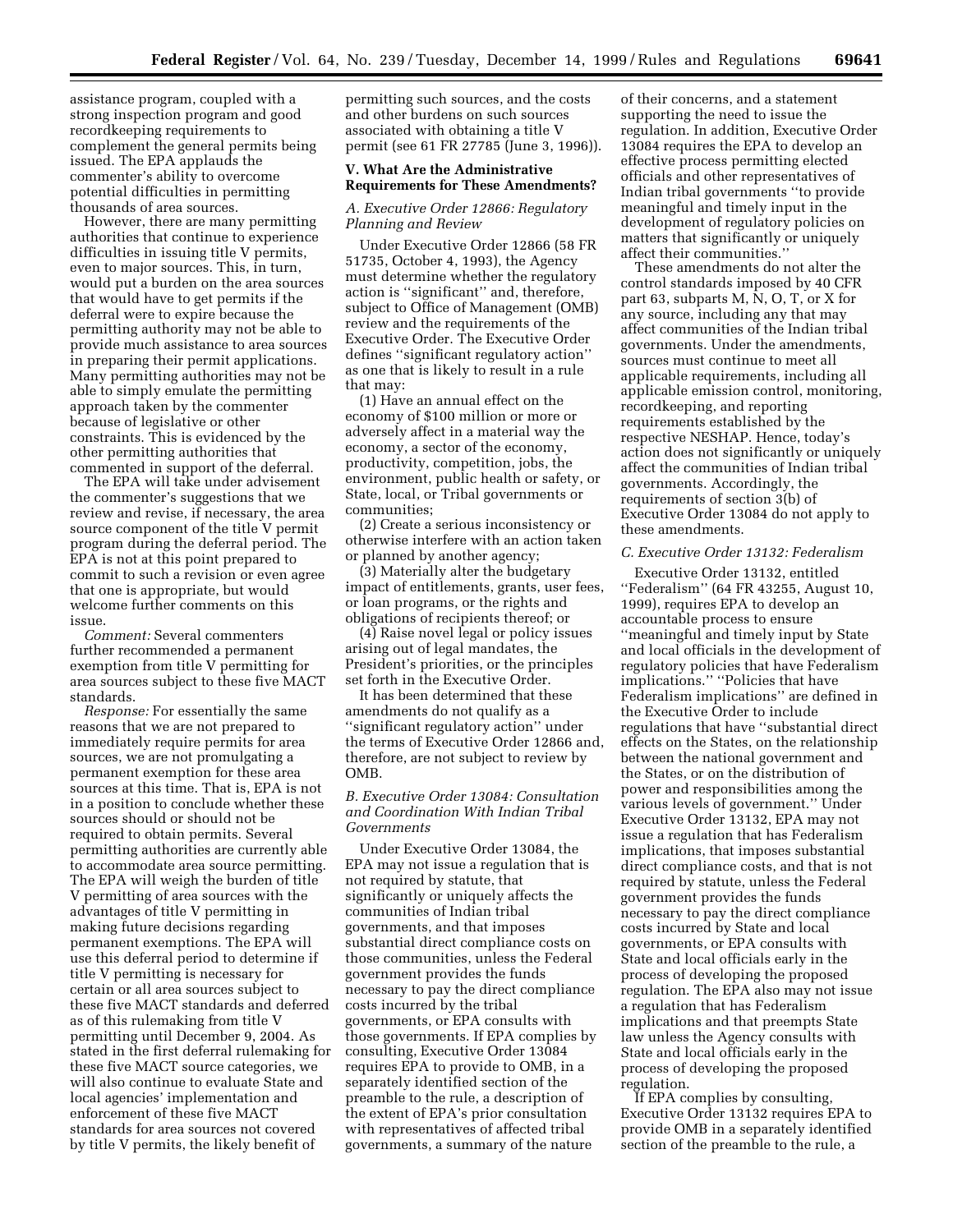assistance program, coupled with a strong inspection program and good recordkeeping requirements to complement the general permits being issued. The EPA applauds the commenter's ability to overcome potential difficulties in permitting thousands of area sources.

However, there are many permitting authorities that continue to experience difficulties in issuing title V permits, even to major sources. This, in turn, would put a burden on the area sources that would have to get permits if the deferral were to expire because the permitting authority may not be able to provide much assistance to area sources in preparing their permit applications. Many permitting authorities may not be able to simply emulate the permitting approach taken by the commenter because of legislative or other constraints. This is evidenced by the other permitting authorities that commented in support of the deferral.

The EPA will take under advisement the commenter's suggestions that we review and revise, if necessary, the area source component of the title V permit program during the deferral period. The EPA is not at this point prepared to commit to such a revision or even agree that one is appropriate, but would welcome further comments on this issue.

*Comment:* Several commenters further recommended a permanent exemption from title V permitting for area sources subject to these five MACT standards.

*Response:* For essentially the same reasons that we are not prepared to immediately require permits for area sources, we are not promulgating a permanent exemption for these area sources at this time. That is, EPA is not in a position to conclude whether these sources should or should not be required to obtain permits. Several permitting authorities are currently able to accommodate area source permitting. The EPA will weigh the burden of title V permitting of area sources with the advantages of title V permitting in making future decisions regarding permanent exemptions. The EPA will use this deferral period to determine if title V permitting is necessary for certain or all area sources subject to these five MACT standards and deferred as of this rulemaking from title V permitting until December 9, 2004. As stated in the first deferral rulemaking for these five MACT source categories, we will also continue to evaluate State and local agencies' implementation and enforcement of these five MACT standards for area sources not covered by title V permits, the likely benefit of permitting such sources, and the costs and other burdens on such sources associated with obtaining a title V permit (see 61 FR 27785 (June 3, 1996)).

## V. What Are the Administrative Requirements for These Amendments?

### *A. Executive Order 12866: Regulatory Planning and Review*

Under Executive Order 12866 (58 FR 51735, October 4, 1993), the Agency must determine whether the regulatory action is "significant" and, therefore, subject to Office of Management (OMB) review and the requirements of the Executive Order. The Executive Order defines "significant regulatory action" as one that is likely to result in a rule that may:

(1) Have an annual effect on the economy of $100 million or more or adversely affect in a material way the economy, a sector of the economy, productivity, competition, jobs, the environment, public health or safety, or State, local, or Tribal governments or communities;

(2) Create a serious inconsistency or otherwise interfere with an action taken or planned by another agency;

(3) Materially alter the budgetary impact of entitlements, grants, user fees, or loan programs, or the rights and obligations of recipients thereof; or

(4) Raise novel legal or policy issues arising out of legal mandates, the President's priorities, or the principles set forth in the Executive Order.

It has been determined that these amendments do not qualify as a "significant regulatory action" under the terms of Executive Order 12866 and, therefore, are not subject to review by OMB.

### *B. Executive Order 13084: Consultation and Coordination With Indian Tribal Governments*

Under Executive Order 13084, the EPA may not issue a regulation that is not required by statute, that significantly or uniquely affects the communities of Indian tribal governments, and that imposes substantial direct compliance costs on those communities, unless the Federal government provides the funds necessary to pay the direct compliance costs incurred by the tribal governments, or EPA consults with those governments. If EPA complies by consulting, Executive Order 13084 requires EPA to provide to OMB, in a separately identified section of the preamble to the rule, a description of the extent of EPA's prior consultation with representatives of affected tribal governments, a summary of the nature of their concerns, and a statement supporting the need to issue the regulation. In addition, Executive Order 13084 requires the EPA to develop an effective process permitting elected officials and other representatives of Indian tribal governments "to provide meaningful and timely input in the development of regulatory policies on matters that significantly or uniquely affect their communities."

These amendments do not alter the control standards imposed by 40 CFR part 63, subparts M, N, O, T, or X for any source, including any that may affect communities of the Indian tribal governments. Under the amendments, sources must continue to meet all applicable requirements, including all applicable emission control, monitoring, recordkeeping, and reporting requirements established by the respective NESHAP. Hence, today's action does not significantly or uniquely affect the communities of Indian tribal governments. Accordingly, the requirements of section 3(b) of Executive Order 13084 do not apply to these amendments.

### *C. Executive Order 13132: Federalism*

Executive Order 13132, entitled "Federalism" (64 FR 43255, August 10, 1999), requires EPA to develop an accountable process to ensure "meaningful and timely input by State and local officials in the development of regulatory policies that have Federalism implications." "Policies that have Federalism implications" are defined in the Executive Order to include regulations that have "substantial direct effects on the States, on the relationship between the national government and the States, or on the distribution of power and responsibilities among the various levels of government." Under Executive Order 13132, EPA may not issue a regulation that has Federalism implications, that imposes substantial direct compliance costs, and that is not required by statute, unless the Federal government provides the funds necessary to pay the direct compliance costs incurred by State and local governments, or EPA consults with State and local officials early in the process of developing the proposed regulation. The EPA also may not issue a regulation that has Federalism implications and that preempts State law unless the Agency consults with State and local officials early in the process of developing the proposed regulation.

If EPA complies by consulting, Executive Order 13132 requires EPA to provide OMB in a separately identified section of the preamble to the rule, a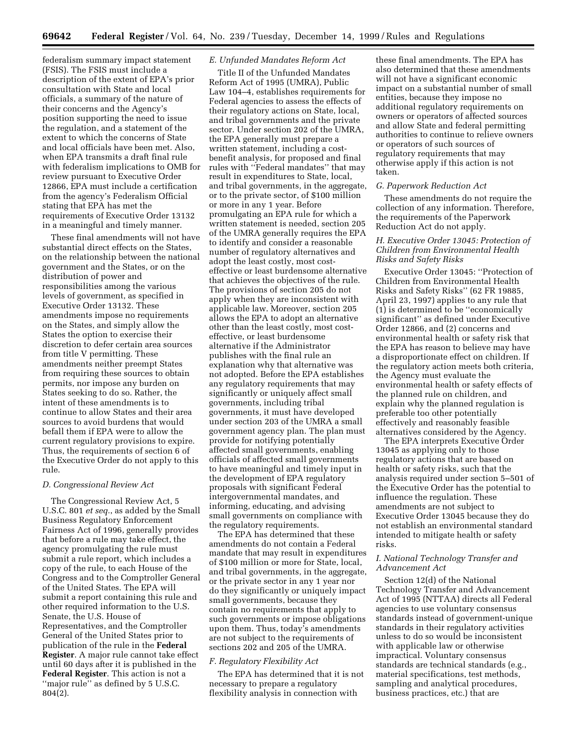federalism summary impact statement (FSIS). The FSIS must include a description of the extent of EPA's prior consultation with State and local officials, a summary of the nature of their concerns and the Agency's position supporting the need to issue the regulation, and a statement of the extent to which the concerns of State and local officials have been met. Also, when EPA transmits a draft final rule with federalism implications to OMB for review pursuant to Executive Order 12866, EPA must include a certification from the agency's Federalism Official stating that EPA has met the requirements of Executive Order 13132 in a meaningful and timely manner.

These final amendments will not have substantial direct effects on the States, on the relationship between the national government and the States, or on the distribution of power and responsibilities among the various levels of government, as specified in Executive Order 13132. These amendments impose no requirements on the States, and simply allow the States the option to exercise their discretion to defer certain area sources from title V permitting. These amendments neither preempt States from requiring these sources to obtain permits, nor impose any burden on States seeking to do so. Rather, the intent of these amendments is to continue to allow States and their area sources to avoid burdens that would befall them if EPA were to allow the current regulatory provisions to expire. Thus, the requirements of section 6 of the Executive Order do not apply to this rule.

### *D. Congressional Review Act*

The Congressional Review Act, 5 U.S.C. 801 *et seq.*, as added by the Small Business Regulatory Enforcement Fairness Act of 1996, generally provides that before a rule may take effect, the agency promulgating the rule must submit a rule report, which includes a copy of the rule, to each House of the Congress and to the Comptroller General of the United States. The EPA will submit a report containing this rule and other required information to the U.S. Senate, the U.S. House of Representatives, and the Comptroller General of the United States prior to publication of the rule in the **Federal Register**. A major rule cannot take effect until 60 days after it is published in the **Federal Register**. This action is not a ''major rule'' as defined by 5 U.S.C. 804(2).

### *E. Unfunded Mandates Reform Act*

Title II of the Unfunded Mandates Reform Act of 1995 (UMRA), Public Law 104–4, establishes requirements for Federal agencies to assess the effects of their regulatory actions on State, local, and tribal governments and the private sector. Under section 202 of the UMRA, the EPA generally must prepare a written statement, including a cost-benefit analysis, for proposed and final rules with ''Federal mandates'' that may result in expenditures to State, local, and tribal governments, in the aggregate, or to the private sector, of $100 million or more in any 1 year. Before promulgating an EPA rule for which a written statement is needed, section 205 of the UMRA generally requires the EPA to identify and consider a reasonable number of regulatory alternatives and adopt the least costly, most cost-effective or least burdensome alternative that achieves the objectives of the rule. The provisions of section 205 do not apply when they are inconsistent with applicable law. Moreover, section 205 allows the EPA to adopt an alternative other than the least costly, most cost-effective, or least burdensome alternative if the Administrator publishes with the final rule an explanation why that alternative was not adopted. Before the EPA establishes any regulatory requirements that may significantly or uniquely affect small governments, including tribal governments, it must have developed under section 203 of the UMRA a small government agency plan. The plan must provide for notifying potentially affected small governments, enabling officials of affected small governments to have meaningful and timely input in the development of EPA regulatory proposals with significant Federal intergovernmental mandates, and informing, educating, and advising small governments on compliance with the regulatory requirements.

The EPA has determined that these amendments do not contain a Federal mandate that may result in expenditures of $100 million or more for State, local, and tribal governments, in the aggregate, or the private sector in any 1 year nor do they significantly or uniquely impact small governments, because they contain no requirements that apply to such governments or impose obligations upon them. Thus, today's amendments are not subject to the requirements of sections 202 and 205 of the UMRA.

### *F. Regulatory Flexibility Act*

The EPA has determined that it is not necessary to prepare a regulatory flexibility analysis in connection with these final amendments. The EPA has also determined that these amendments will not have a significant economic impact on a substantial number of small entities, because they impose no additional regulatory requirements on owners or operators of affected sources and allow State and federal permitting authorities to continue to relieve owners or operators of such sources of regulatory requirements that may otherwise apply if this action is not taken.

### *G. Paperwork Reduction Act*

These amendments do not require the collection of any information. Therefore, the requirements of the Paperwork Reduction Act do not apply.

### *H. Executive Order 13045: Protection of Children from Environmental Health Risks and Safety Risks*

Executive Order 13045: ''Protection of Children from Environmental Health Risks and Safety Risks'' (62 FR 19885, April 23, 1997) applies to any rule that (1) is determined to be ''economically significant'' as defined under Executive Order 12866, and (2) concerns and environmental health or safety risk that the EPA has reason to believe may have a disproportionate effect on children. If the regulatory action meets both criteria, the Agency must evaluate the environmental health or safety effects of the planned rule on children, and explain why the planned regulation is preferable too other potentially effectively and reasonably feasible alternatives considered by the Agency.

The EPA interprets Executive Order 13045 as applying only to those regulatory actions that are based on health or safety risks, such that the analysis required under section 5–501 of the Executive Order has the potential to influence the regulation. These amendments are not subject to Executive Order 13045 because they do not establish an environmental standard intended to mitigate health or safety risks.

### *I. National Technology Transfer and Advancement Act*

Section 12(d) of the National Technology Transfer and Advancement Act of 1995 (NTTAA) directs all Federal agencies to use voluntary consensus standards instead of government-unique standards in their regulatory activities unless to do so would be inconsistent with applicable law or otherwise impractical. Voluntary consensus standards are technical standards (e.g., material specifications, test methods, sampling and analytical procedures, business practices, etc.) that are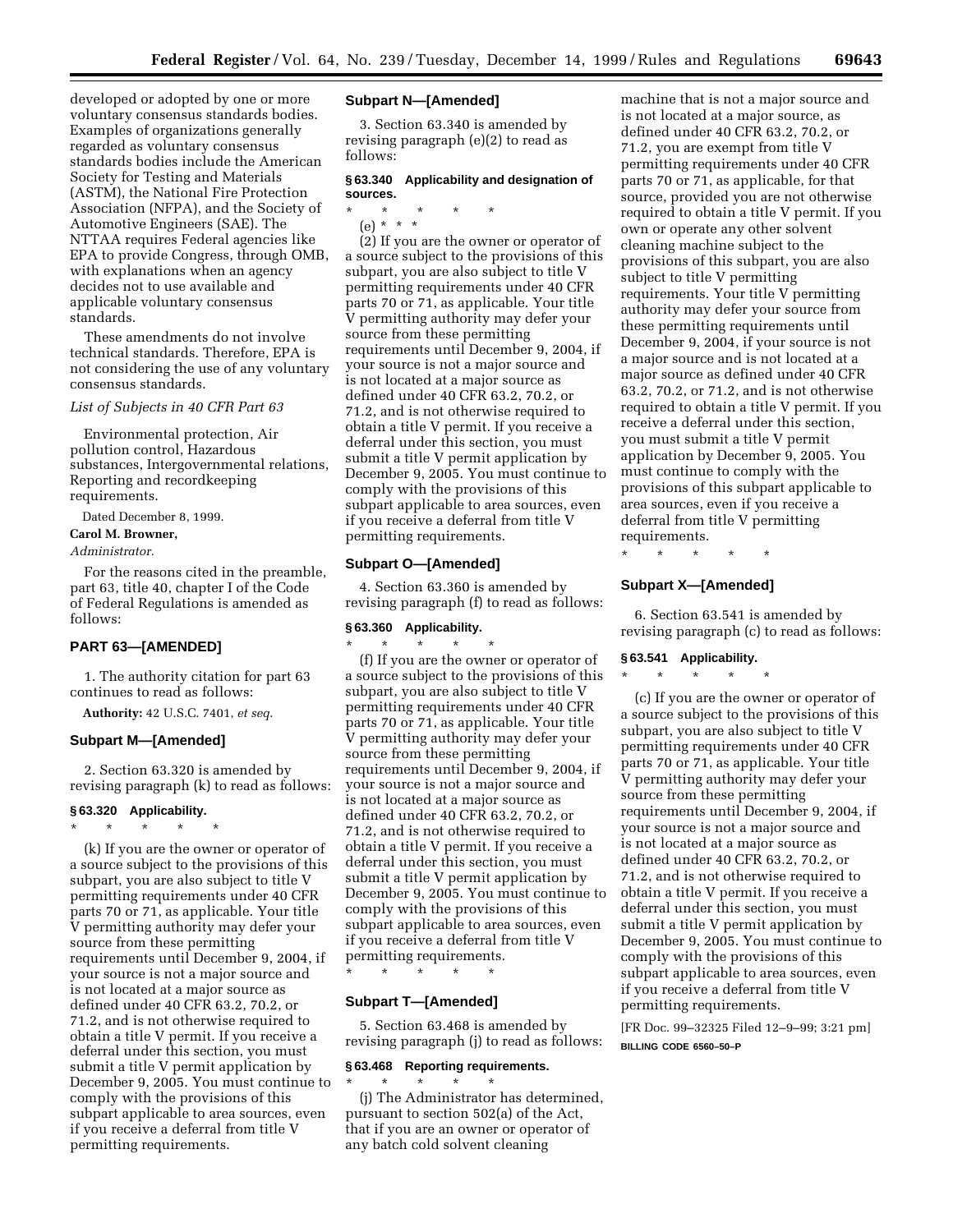developed or adopted by one or more voluntary consensus standards bodies. Examples of organizations generally regarded as voluntary consensus standards bodies include the American Society for Testing and Materials (ASTM), the National Fire Protection Association (NFPA), and the Society of Automotive Engineers (SAE). The NTTAA requires Federal agencies like EPA to provide Congress, through OMB, with explanations when an agency decides not to use available and applicable voluntary consensus standards.

These amendments do not involve technical standards. Therefore, EPA is not considering the use of any voluntary consensus standards.

*List of Subjects in 40 CFR Part 63*

Environmental protection, Air pollution control, Hazardous substances, Intergovernmental relations, Reporting and recordkeeping requirements.

Dated December 8, 1999.

**Carol M. Browner,**

*Administrator.*

For the reasons cited in the preamble, part 63, title 40, chapter I of the Code of Federal Regulations is amended as follows:

## PART 63—[AMENDED]

1. The authority citation for part 63 continues to read as follows:

**Authority:** 42 U.S.C. 7401, *et seq.*

### Subpart M—[Amended]

2. Section 63.320 is amended by revising paragraph (k) to read as follows:

**§ 63.320 Applicability.**

\* \* \* \* \*

(k) If you are the owner or operator of a source subject to the provisions of this subpart, you are also subject to title V permitting requirements under 40 CFR parts 70 or 71, as applicable. Your title V permitting authority may defer your source from these permitting requirements until December 9, 2004, if your source is not a major source and is not located at a major source as defined under 40 CFR 63.2, 70.2, or 71.2, and is not otherwise required to obtain a title V permit. If you receive a deferral under this section, you must submit a title V permit application by December 9, 2005. You must continue to comply with the provisions of this subpart applicable to area sources, even if you receive a deferral from title V permitting requirements.

### Subpart N—[Amended]

3. Section 63.340 is amended by revising paragraph (e)(2) to read as follows:

**§ 63.340 Applicability and designation of sources.**

\* \* \* \* \*

(e) \* \* \*

(2) If you are the owner or operator of a source subject to the provisions of this subpart, you are also subject to title V permitting requirements under 40 CFR parts 70 or 71, as applicable. Your title V permitting authority may defer your source from these permitting requirements until December 9, 2004, if your source is not a major source and is not located at a major source as defined under 40 CFR 63.2, 70.2, or 71.2, and is not otherwise required to obtain a title V permit. If you receive a deferral under this section, you must submit a title V permit application by December 9, 2005. You must continue to comply with the provisions of this subpart applicable to area sources, even if you receive a deferral from title V permitting requirements.

### Subpart O—[Amended]

4. Section 63.360 is amended by revising paragraph (f) to read as follows:

**§ 63.360 Applicability.**

\* \* \* \* \*

(f) If you are the owner or operator of a source subject to the provisions of this subpart, you are also subject to title V permitting requirements under 40 CFR parts 70 or 71, as applicable. Your title V permitting authority may defer your source from these permitting requirements until December 9, 2004, if your source is not a major source and is not located at a major source as defined under 40 CFR 63.2, 70.2, or 71.2, and is not otherwise required to obtain a title V permit. If you receive a deferral under this section, you must submit a title V permit application by December 9, 2005. You must continue to comply with the provisions of this subpart applicable to area sources, even if you receive a deferral from title V permitting requirements.

\* \* \* \* \*

### Subpart T—[Amended]

5. Section 63.468 is amended by revising paragraph (j) to read as follows:

**§ 63.468 Reporting requirements.**

\* \* \* \* \*

(j) The Administrator has determined, pursuant to section 502(a) of the Act, that if you are an owner or operator of any batch cold solvent cleaning machine that is not a major source and is not located at a major source, as defined under 40 CFR 63.2, 70.2, or 71.2, you are exempt from title V permitting requirements under 40 CFR parts 70 or 71, as applicable, for that source, provided you are not otherwise required to obtain a title V permit. If you own or operate any other solvent cleaning machine subject to the provisions of this subpart, you are also subject to title V permitting requirements. Your title V permitting authority may defer your source from these permitting requirements until December 9, 2004, if your source is not a major source and is not located at a major source as defined under 40 CFR 63.2, 70.2, or 71.2, and is not otherwise required to obtain a title V permit. If you receive a deferral under this section, you must submit a title V permit application by December 9, 2005. You must continue to comply with the provisions of this subpart applicable to area sources, even if you receive a deferral from title V permitting requirements.

\* \* \* \* \*

### Subpart X—[Amended]

6. Section 63.541 is amended by revising paragraph (c) to read as follows:

**§ 63.541 Applicability.**

\* \* \* \* \*

(c) If you are the owner or operator of a source subject to the provisions of this subpart, you are also subject to title V permitting requirements under 40 CFR parts 70 or 71, as applicable. Your title V permitting authority may defer your source from these permitting requirements until December 9, 2004, if your source is not a major source and is not located at a major source as defined under 40 CFR 63.2, 70.2, or 71.2, and is not otherwise required to obtain a title V permit. If you receive a deferral under this section, you must submit a title V permit application by December 9, 2005. You must continue to comply with the provisions of this subpart applicable to area sources, even if you receive a deferral from title V permitting requirements.

[FR Doc. 99–32325 Filed 12–9–99; 3:21 pm]

**BILLING CODE 6560–50–P**